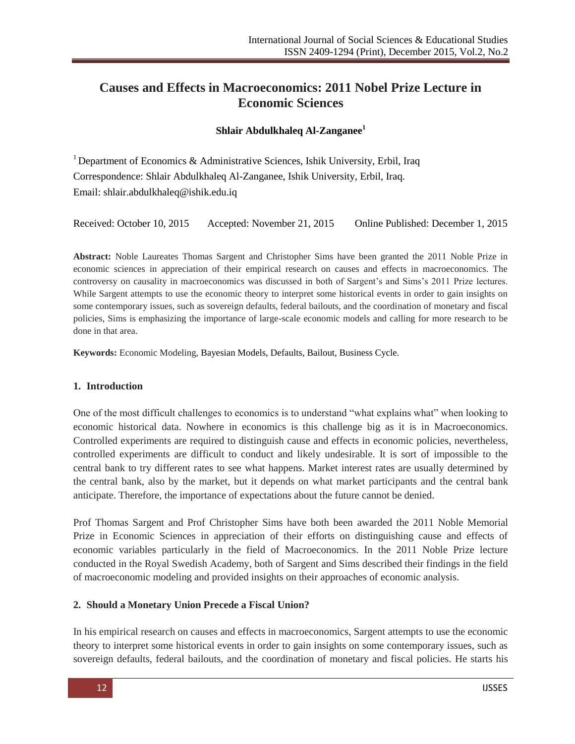# Causes and Effects in Macroeconomics: 2011 Nobel Prize Lecture in Economic Sciences

**Shlair Abdulkhaleq Al-Zanganee**[1]

[1] Department of Economics & Administrative Sciences, Ishik University, Erbil, Iraq
Correspondence: Shlair Abdulkhaleq Al-Zanganee, Ishik University, Erbil, Iraq.
Email: shlair.abdulkhaleq@ishik.edu.iq

Received: October 10, 2015 Accepted: November 21, 2015 Online Published: December 1, 2015

**Abstract:** Noble Laureates Thomas Sargent and Christopher Sims have been granted the 2011 Noble Prize in economic sciences in appreciation of their empirical research on causes and effects in macroeconomics. The controversy on causality in macroeconomics was discussed in both of Sargent's and Sims's 2011 Prize lectures. While Sargent attempts to use the economic theory to interpret some historical events in order to gain insights on some contemporary issues, such as sovereign defaults, federal bailouts, and the coordination of monetary and fiscal policies, Sims is emphasizing the importance of large-scale economic models and calling for more research to be done in that area.

**Keywords:** Economic Modeling, Bayesian Models, Defaults, Bailout, Business Cycle.

## 1. Introduction

One of the most difficult challenges to economics is to understand "what explains what" when looking to economic historical data. Nowhere in economics is this challenge big as it is in Macroeconomics. Controlled experiments are required to distinguish cause and effects in economic policies, nevertheless, controlled experiments are difficult to conduct and likely undesirable. It is sort of impossible to the central bank to try different rates to see what happens. Market interest rates are usually determined by the central bank, also by the market, but it depends on what market participants and the central bank anticipate. Therefore, the importance of expectations about the future cannot be denied.

Prof Thomas Sargent and Prof Christopher Sims have both been awarded the 2011 Noble Memorial Prize in Economic Sciences in appreciation of their efforts on distinguishing cause and effects of economic variables particularly in the field of Macroeconomics. In the 2011 Noble Prize lecture conducted in the Royal Swedish Academy, both of Sargent and Sims described their findings in the field of macroeconomic modeling and provided insights on their approaches of economic analysis.

## 2. Should a Monetary Union Precede a Fiscal Union?

In his empirical research on causes and effects in macroeconomics, Sargent attempts to use the economic theory to interpret some historical events in order to gain insights on some contemporary issues, such as sovereign defaults, federal bailouts, and the coordination of monetary and fiscal policies. He starts his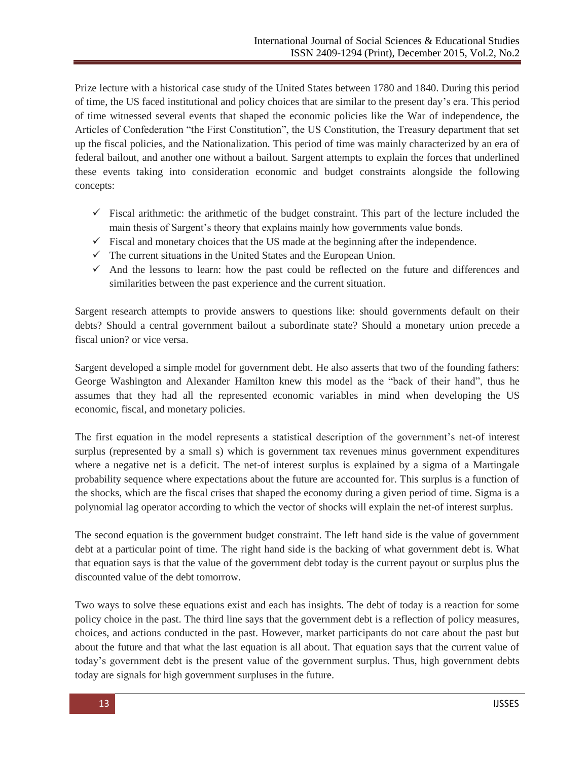Prize lecture with a historical case study of the United States between 1780 and 1840. During this period of time, the US faced institutional and policy choices that are similar to the present day's era. This period of time witnessed several events that shaped the economic policies like the War of independence, the Articles of Confederation "the First Constitution", the US Constitution, the Treasury department that set up the fiscal policies, and the Nationalization. This period of time was mainly characterized by an era of federal bailout, and another one without a bailout. Sargent attempts to explain the forces that underlined these events taking into consideration economic and budget constraints alongside the following concepts:

- ✓ Fiscal arithmetic: the arithmetic of the budget constraint. This part of the lecture included the main thesis of Sargent's theory that explains mainly how governments value bonds.
- ✓ Fiscal and monetary choices that the US made at the beginning after the independence.
- ✓ The current situations in the United States and the European Union.
- ✓ And the lessons to learn: how the past could be reflected on the future and differences and similarities between the past experience and the current situation.

Sargent research attempts to provide answers to questions like: should governments default on their debts? Should a central government bailout a subordinate state? Should a monetary union precede a fiscal union? or vice versa.

Sargent developed a simple model for government debt. He also asserts that two of the founding fathers: George Washington and Alexander Hamilton knew this model as the "back of their hand", thus he assumes that they had all the represented economic variables in mind when developing the US economic, fiscal, and monetary policies.

The first equation in the model represents a statistical description of the government's net-of interest surplus (represented by a small s) which is government tax revenues minus government expenditures where a negative net is a deficit. The net-of interest surplus is explained by a sigma of a Martingale probability sequence where expectations about the future are accounted for. This surplus is a function of the shocks, which are the fiscal crises that shaped the economy during a given period of time. Sigma is a polynomial lag operator according to which the vector of shocks will explain the net-of interest surplus.

The second equation is the government budget constraint. The left hand side is the value of government debt at a particular point of time. The right hand side is the backing of what government debt is. What that equation says is that the value of the government debt today is the current payout or surplus plus the discounted value of the debt tomorrow.

Two ways to solve these equations exist and each has insights. The debt of today is a reaction for some policy choice in the past. The third line says that the government debt is a reflection of policy measures, choices, and actions conducted in the past. However, market participants do not care about the past but about the future and that what the last equation is all about. That equation says that the current value of today's government debt is the present value of the government surplus. Thus, high government debts today are signals for high government surpluses in the future.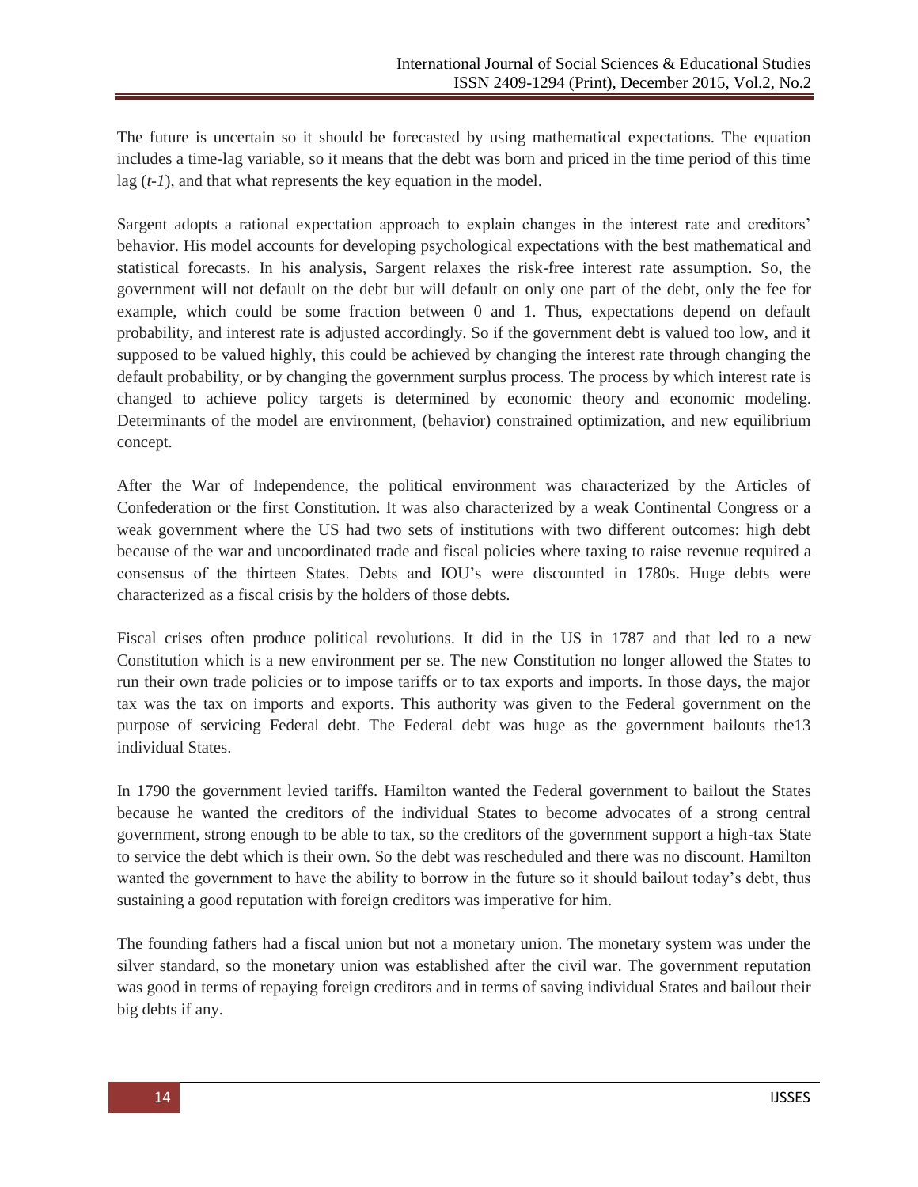The future is uncertain so it should be forecasted by using mathematical expectations. The equation includes a time-lag variable, so it means that the debt was born and priced in the time period of this time lag ($t-1$), and that what represents the key equation in the model.

Sargent adopts a rational expectation approach to explain changes in the interest rate and creditors' behavior. His model accounts for developing psychological expectations with the best mathematical and statistical forecasts. In his analysis, Sargent relaxes the risk-free interest rate assumption. So, the government will not default on the debt but will default on only one part of the debt, only the fee for example, which could be some fraction between 0 and 1. Thus, expectations depend on default probability, and interest rate is adjusted accordingly. So if the government debt is valued too low, and it supposed to be valued highly, this could be achieved by changing the interest rate through changing the default probability, or by changing the government surplus process. The process by which interest rate is changed to achieve policy targets is determined by economic theory and economic modeling. Determinants of the model are environment, (behavior) constrained optimization, and new equilibrium concept.

After the War of Independence, the political environment was characterized by the Articles of Confederation or the first Constitution. It was also characterized by a weak Continental Congress or a weak government where the US had two sets of institutions with two different outcomes: high debt because of the war and uncoordinated trade and fiscal policies where taxing to raise revenue required a consensus of the thirteen States. Debts and IOU's were discounted in 1780s. Huge debts were characterized as a fiscal crisis by the holders of those debts.

Fiscal crises often produce political revolutions. It did in the US in 1787 and that led to a new Constitution which is a new environment per se. The new Constitution no longer allowed the States to run their own trade policies or to impose tariffs or to tax exports and imports. In those days, the major tax was the tax on imports and exports. This authority was given to the Federal government on the purpose of servicing Federal debt. The Federal debt was huge as the government bailouts the13 individual States.

In 1790 the government levied tariffs. Hamilton wanted the Federal government to bailout the States because he wanted the creditors of the individual States to become advocates of a strong central government, strong enough to be able to tax, so the creditors of the government support a high-tax State to service the debt which is their own. So the debt was rescheduled and there was no discount. Hamilton wanted the government to have the ability to borrow in the future so it should bailout today's debt, thus sustaining a good reputation with foreign creditors was imperative for him.

The founding fathers had a fiscal union but not a monetary union. The monetary system was under the silver standard, so the monetary union was established after the civil war. The government reputation was good in terms of repaying foreign creditors and in terms of saving individual States and bailout their big debts if any.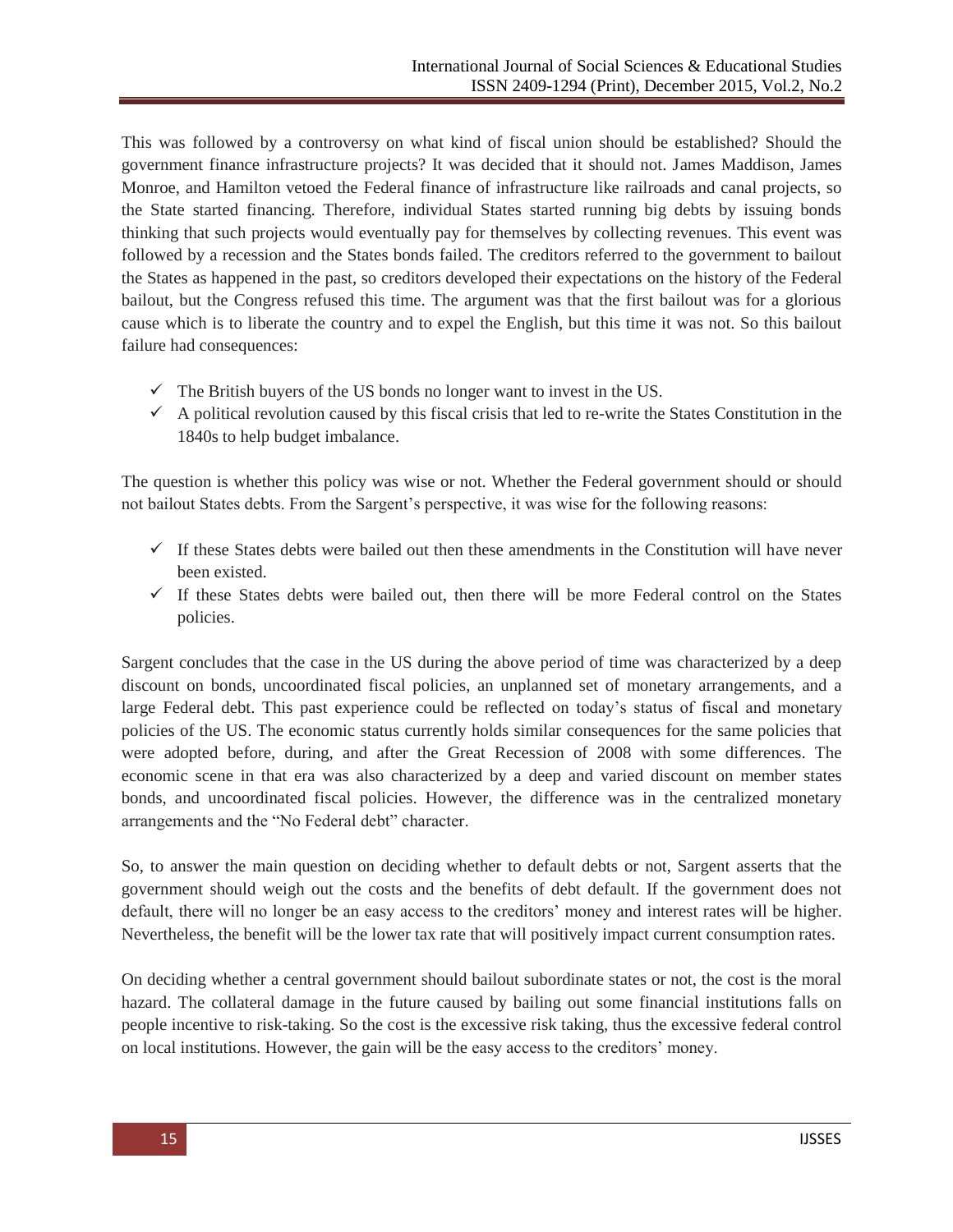This was followed by a controversy on what kind of fiscal union should be established? Should the government finance infrastructure projects? It was decided that it should not. James Maddison, James Monroe, and Hamilton vetoed the Federal finance of infrastructure like railroads and canal projects, so the State started financing. Therefore, individual States started running big debts by issuing bonds thinking that such projects would eventually pay for themselves by collecting revenues. This event was followed by a recession and the States bonds failed. The creditors referred to the government to bailout the States as happened in the past, so creditors developed their expectations on the history of the Federal bailout, but the Congress refused this time. The argument was that the first bailout was for a glorious cause which is to liberate the country and to expel the English, but this time it was not. So this bailout failure had consequences:

- ✓ The British buyers of the US bonds no longer want to invest in the US.
- ✓ A political revolution caused by this fiscal crisis that led to re-write the States Constitution in the 1840s to help budget imbalance.

The question is whether this policy was wise or not. Whether the Federal government should or should not bailout States debts. From the Sargent's perspective, it was wise for the following reasons:

- ✓ If these States debts were bailed out then these amendments in the Constitution will have never been existed.
- ✓ If these States debts were bailed out, then there will be more Federal control on the States policies.

Sargent concludes that the case in the US during the above period of time was characterized by a deep discount on bonds, uncoordinated fiscal policies, an unplanned set of monetary arrangements, and a large Federal debt. This past experience could be reflected on today's status of fiscal and monetary policies of the US. The economic status currently holds similar consequences for the same policies that were adopted before, during, and after the Great Recession of 2008 with some differences. The economic scene in that era was also characterized by a deep and varied discount on member states bonds, and uncoordinated fiscal policies. However, the difference was in the centralized monetary arrangements and the "No Federal debt" character.

So, to answer the main question on deciding whether to default debts or not, Sargent asserts that the government should weigh out the costs and the benefits of debt default. If the government does not default, there will no longer be an easy access to the creditors' money and interest rates will be higher. Nevertheless, the benefit will be the lower tax rate that will positively impact current consumption rates.

On deciding whether a central government should bailout subordinate states or not, the cost is the moral hazard. The collateral damage in the future caused by bailing out some financial institutions falls on people incentive to risk-taking. So the cost is the excessive risk taking, thus the excessive federal control on local institutions. However, the gain will be the easy access to the creditors' money.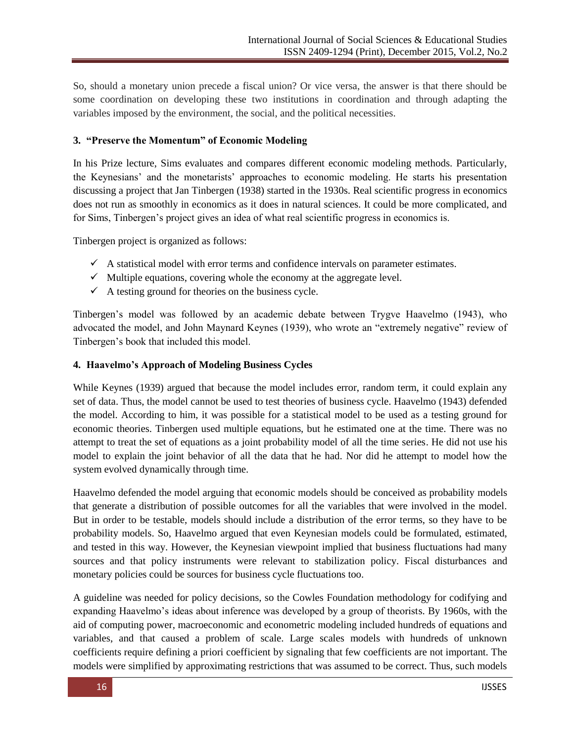So, should a monetary union precede a fiscal union? Or vice versa, the answer is that there should be some coordination on developing these two institutions in coordination and through adapting the variables imposed by the environment, the social, and the political necessities.

### 3. "Preserve the Momentum" of Economic Modeling

In his Prize lecture, Sims evaluates and compares different economic modeling methods. Particularly, the Keynesians' and the monetarists' approaches to economic modeling. He starts his presentation discussing a project that Jan Tinbergen (1938) started in the 1930s. Real scientific progress in economics does not run as smoothly in economics as it does in natural sciences. It could be more complicated, and for Sims, Tinbergen's project gives an idea of what real scientific progress in economics is.

Tinbergen project is organized as follows:

- ✓ A statistical model with error terms and confidence intervals on parameter estimates.
- ✓ Multiple equations, covering whole the economy at the aggregate level.
- ✓ A testing ground for theories on the business cycle.

Tinbergen's model was followed by an academic debate between Trygve Haavelmo (1943), who advocated the model, and John Maynard Keynes (1939), who wrote an "extremely negative" review of Tinbergen's book that included this model.

### 4. Haavelmo's Approach of Modeling Business Cycles

While Keynes (1939) argued that because the model includes error, random term, it could explain any set of data. Thus, the model cannot be used to test theories of business cycle. Haavelmo (1943) defended the model. According to him, it was possible for a statistical model to be used as a testing ground for economic theories. Tinbergen used multiple equations, but he estimated one at the time. There was no attempt to treat the set of equations as a joint probability model of all the time series. He did not use his model to explain the joint behavior of all the data that he had. Nor did he attempt to model how the system evolved dynamically through time.

Haavelmo defended the model arguing that economic models should be conceived as probability models that generate a distribution of possible outcomes for all the variables that were involved in the model. But in order to be testable, models should include a distribution of the error terms, so they have to be probability models. So, Haavelmo argued that even Keynesian models could be formulated, estimated, and tested in this way. However, the Keynesian viewpoint implied that business fluctuations had many sources and that policy instruments were relevant to stabilization policy. Fiscal disturbances and monetary policies could be sources for business cycle fluctuations too.

A guideline was needed for policy decisions, so the Cowles Foundation methodology for codifying and expanding Haavelmo's ideas about inference was developed by a group of theorists. By 1960s, with the aid of computing power, macroeconomic and econometric modeling included hundreds of equations and variables, and that caused a problem of scale. Large scales models with hundreds of unknown coefficients require defining a priori coefficient by signaling that few coefficients are not important. The models were simplified by approximating restrictions that was assumed to be correct. Thus, such models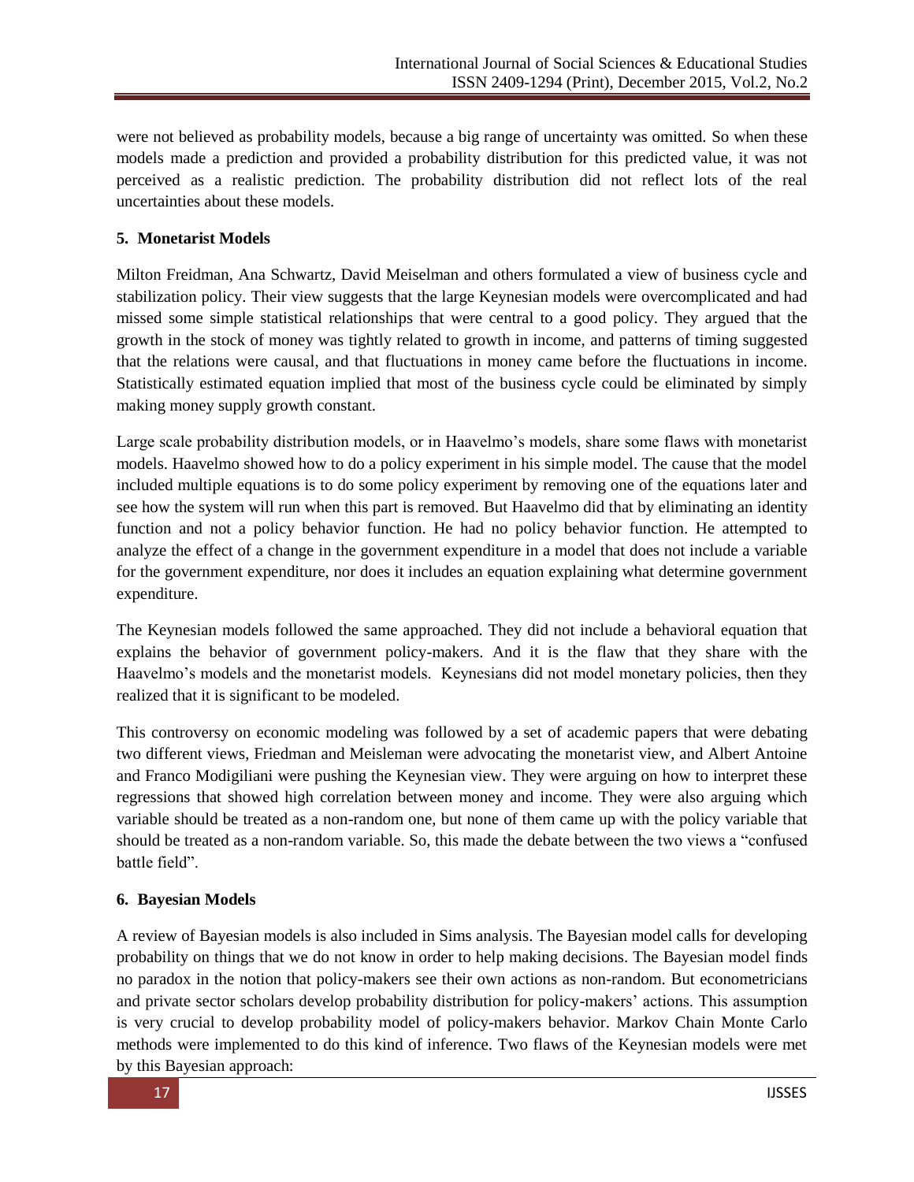were not believed as probability models, because a big range of uncertainty was omitted. So when these models made a prediction and provided a probability distribution for this predicted value, it was not perceived as a realistic prediction. The probability distribution did not reflect lots of the real uncertainties about these models.

## 5. Monetarist Models

Milton Freidman, Ana Schwartz, David Meiselman and others formulated a view of business cycle and stabilization policy. Their view suggests that the large Keynesian models were overcomplicated and had missed some simple statistical relationships that were central to a good policy. They argued that the growth in the stock of money was tightly related to growth in income, and patterns of timing suggested that the relations were causal, and that fluctuations in money came before the fluctuations in income. Statistically estimated equation implied that most of the business cycle could be eliminated by simply making money supply growth constant.

Large scale probability distribution models, or in Haavelmo's models, share some flaws with monetarist models. Haavelmo showed how to do a policy experiment in his simple model. The cause that the model included multiple equations is to do some policy experiment by removing one of the equations later and see how the system will run when this part is removed. But Haavelmo did that by eliminating an identity function and not a policy behavior function. He had no policy behavior function. He attempted to analyze the effect of a change in the government expenditure in a model that does not include a variable for the government expenditure, nor does it includes an equation explaining what determine government expenditure.

The Keynesian models followed the same approached. They did not include a behavioral equation that explains the behavior of government policy-makers. And it is the flaw that they share with the Haavelmo's models and the monetarist models. Keynesians did not model monetary policies, then they realized that it is significant to be modeled.

This controversy on economic modeling was followed by a set of academic papers that were debating two different views, Friedman and Meisleman were advocating the monetarist view, and Albert Antoine and Franco Modigiliani were pushing the Keynesian view. They were arguing on how to interpret these regressions that showed high correlation between money and income. They were also arguing which variable should be treated as a non-random one, but none of them came up with the policy variable that should be treated as a non-random variable. So, this made the debate between the two views a "confused battle field".

## 6. Bayesian Models

A review of Bayesian models is also included in Sims analysis. The Bayesian model calls for developing probability on things that we do not know in order to help making decisions. The Bayesian model finds no paradox in the notion that policy-makers see their own actions as non-random. But econometricians and private sector scholars develop probability distribution for policy-makers' actions. This assumption is very crucial to develop probability model of policy-makers behavior. Markov Chain Monte Carlo methods were implemented to do this kind of inference. Two flaws of the Keynesian models were met by this Bayesian approach: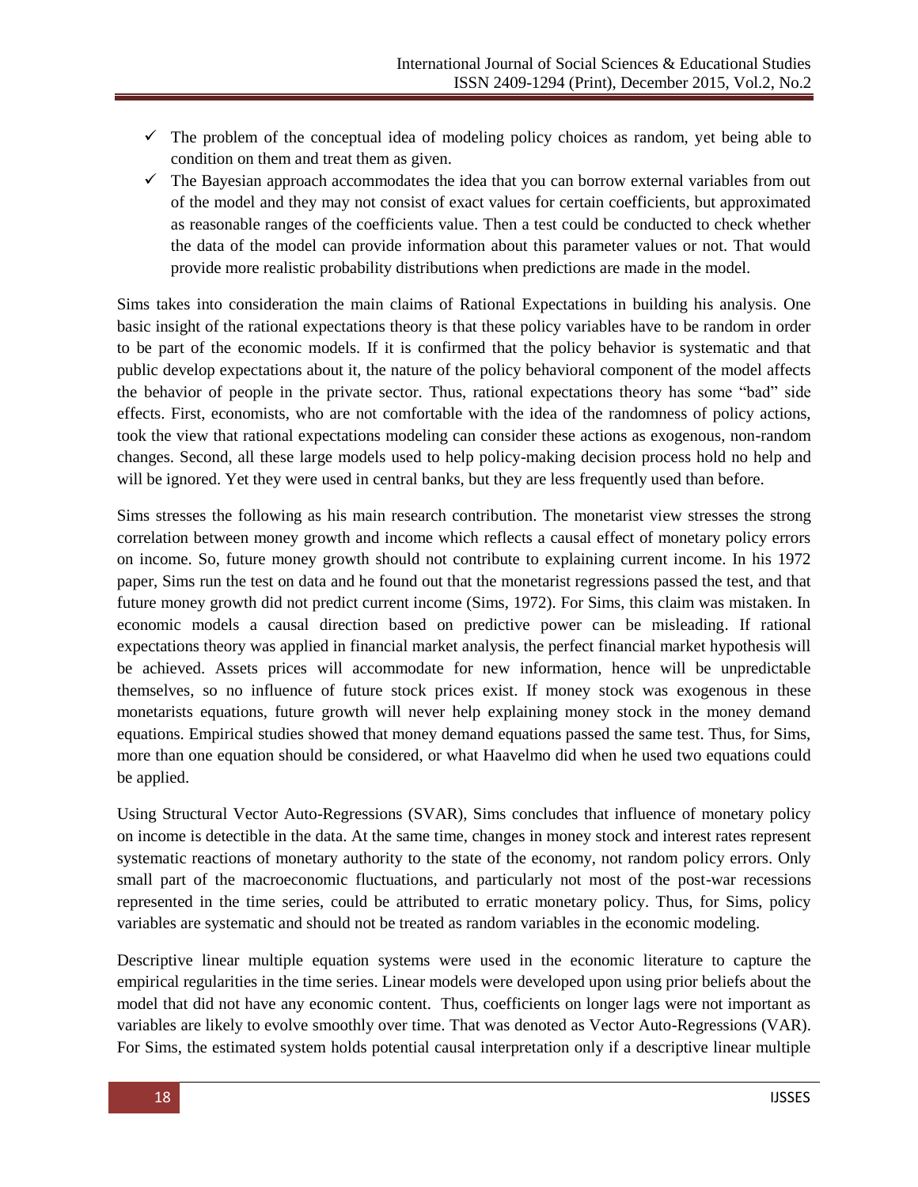- ✓ The problem of the conceptual idea of modeling policy choices as random, yet being able to condition on them and treat them as given.
- ✓ The Bayesian approach accommodates the idea that you can borrow external variables from out of the model and they may not consist of exact values for certain coefficients, but approximated as reasonable ranges of the coefficients value. Then a test could be conducted to check whether the data of the model can provide information about this parameter values or not. That would provide more realistic probability distributions when predictions are made in the model.

Sims takes into consideration the main claims of Rational Expectations in building his analysis. One basic insight of the rational expectations theory is that these policy variables have to be random in order to be part of the economic models. If it is confirmed that the policy behavior is systematic and that public develop expectations about it, the nature of the policy behavioral component of the model affects the behavior of people in the private sector. Thus, rational expectations theory has some "bad" side effects. First, economists, who are not comfortable with the idea of the randomness of policy actions, took the view that rational expectations modeling can consider these actions as exogenous, non-random changes. Second, all these large models used to help policy-making decision process hold no help and will be ignored. Yet they were used in central banks, but they are less frequently used than before.

Sims stresses the following as his main research contribution. The monetarist view stresses the strong correlation between money growth and income which reflects a causal effect of monetary policy errors on income. So, future money growth should not contribute to explaining current income. In his 1972 paper, Sims run the test on data and he found out that the monetarist regressions passed the test, and that future money growth did not predict current income (Sims, 1972). For Sims, this claim was mistaken. In economic models a causal direction based on predictive power can be misleading. If rational expectations theory was applied in financial market analysis, the perfect financial market hypothesis will be achieved. Assets prices will accommodate for new information, hence will be unpredictable themselves, so no influence of future stock prices exist. If money stock was exogenous in these monetarists equations, future growth will never help explaining money stock in the money demand equations. Empirical studies showed that money demand equations passed the same test. Thus, for Sims, more than one equation should be considered, or what Haavelmo did when he used two equations could be applied.

Using Structural Vector Auto-Regressions (SVAR), Sims concludes that influence of monetary policy on income is detectible in the data. At the same time, changes in money stock and interest rates represent systematic reactions of monetary authority to the state of the economy, not random policy errors. Only small part of the macroeconomic fluctuations, and particularly not most of the post-war recessions represented in the time series, could be attributed to erratic monetary policy. Thus, for Sims, policy variables are systematic and should not be treated as random variables in the economic modeling.

Descriptive linear multiple equation systems were used in the economic literature to capture the empirical regularities in the time series. Linear models were developed upon using prior beliefs about the model that did not have any economic content. Thus, coefficients on longer lags were not important as variables are likely to evolve smoothly over time. That was denoted as Vector Auto-Regressions (VAR). For Sims, the estimated system holds potential causal interpretation only if a descriptive linear multiple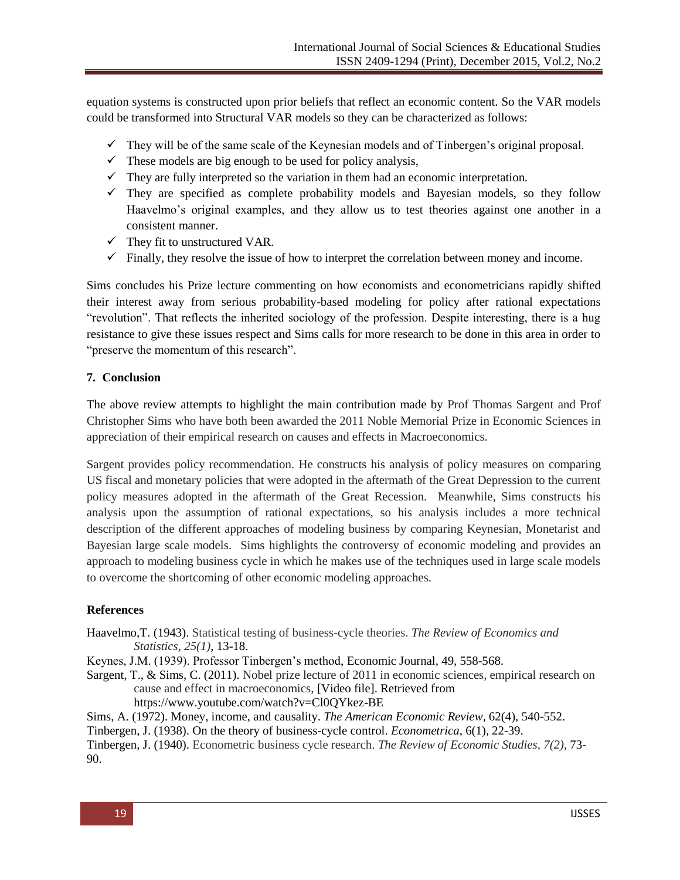equation systems is constructed upon prior beliefs that reflect an economic content. So the VAR models could be transformed into Structural VAR models so they can be characterized as follows:

- ✓ They will be of the same scale of the Keynesian models and of Tinbergen's original proposal.
- ✓ These models are big enough to be used for policy analysis,
- ✓ They are fully interpreted so the variation in them had an economic interpretation.
- ✓ They are specified as complete probability models and Bayesian models, so they follow Haavelmo's original examples, and they allow us to test theories against one another in a consistent manner.
- ✓ They fit to unstructured VAR.
- ✓ Finally, they resolve the issue of how to interpret the correlation between money and income.

Sims concludes his Prize lecture commenting on how economists and econometricians rapidly shifted their interest away from serious probability-based modeling for policy after rational expectations "revolution". That reflects the inherited sociology of the profession. Despite interesting, there is a hug resistance to give these issues respect and Sims calls for more research to be done in this area in order to "preserve the momentum of this research".

### 7. Conclusion

The above review attempts to highlight the main contribution made by Prof Thomas Sargent and Prof Christopher Sims who have both been awarded the 2011 Noble Memorial Prize in Economic Sciences in appreciation of their empirical research on causes and effects in Macroeconomics.

Sargent provides policy recommendation. He constructs his analysis of policy measures on comparing US fiscal and monetary policies that were adopted in the aftermath of the Great Depression to the current policy measures adopted in the aftermath of the Great Recession. Meanwhile, Sims constructs his analysis upon the assumption of rational expectations, so his analysis includes a more technical description of the different approaches of modeling business by comparing Keynesian, Monetarist and Bayesian large scale models. Sims highlights the controversy of economic modeling and provides an approach to modeling business cycle in which he makes use of the techniques used in large scale models to overcome the shortcoming of other economic modeling approaches.

### References

Haavelmo,T. (1943). Statistical testing of business-cycle theories. *The Review of Economics and Statistics, 25(1)*, 13-18.

Keynes, J.M. (1939). Professor Tinbergen's method, Economic Journal, 49, 558-568.

Sargent, T., & Sims, C. (2011). Nobel prize lecture of 2011 in economic sciences, empirical research on cause and effect in macroeconomics, [Video file]. Retrieved from https://www.youtube.com/watch?v=Cl0QYkez-BE

Sims, A. (1972). Money, income, and causality. *The American Economic Review*, 62(4), 540-552.

Tinbergen, J. (1938). On the theory of business-cycle control. *Econometrica*, 6(1), 22-39.

Tinbergen, J. (1940). Econometric business cycle research. *The Review of Economic Studies, 7(2)*, 73-90.